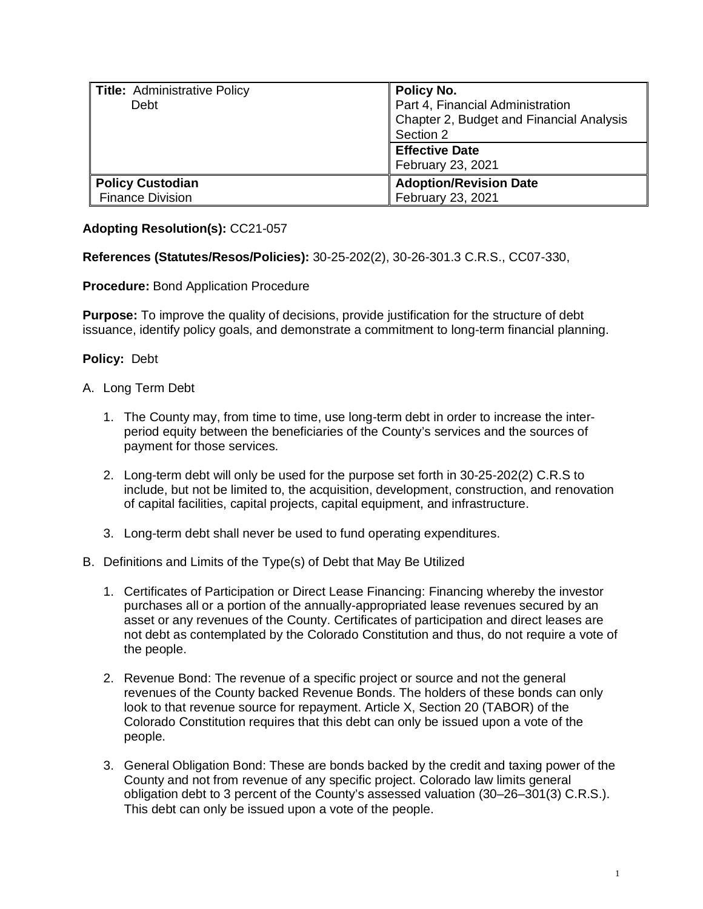| **Title:** Administrative Policy<br>Debt | **Policy No.**<br>Part 4, Financial Administration<br>Chapter 2, Budget and Financial Analysis<br>Section 2 |
|---|---|
| | **Effective Date**<br>February 23, 2021 |
| **Policy Custodian**<br>Finance Division | **Adoption/Revision Date**<br>February 23, 2021 |

**Adopting Resolution(s):** CC21-057

**References (Statutes/Resos/Policies):** 30-25-202(2), 30-26-301.3 C.R.S., CC07-330,

**Procedure:** Bond Application Procedure

**Purpose:** To improve the quality of decisions, provide justification for the structure of debt issuance, identify policy goals, and demonstrate a commitment to long-term financial planning.

**Policy:** Debt

A. Long Term Debt

1. The County may, from time to time, use long-term debt in order to increase the inter-period equity between the beneficiaries of the County's services and the sources of payment for those services.

2. Long-term debt will only be used for the purpose set forth in 30-25-202(2) C.R.S to include, but not be limited to, the acquisition, development, construction, and renovation of capital facilities, capital projects, capital equipment, and infrastructure.

3. Long-term debt shall never be used to fund operating expenditures.

B. Definitions and Limits of the Type(s) of Debt that May Be Utilized

1. Certificates of Participation or Direct Lease Financing: Financing whereby the investor purchases all or a portion of the annually-appropriated lease revenues secured by an asset or any revenues of the County. Certificates of participation and direct leases are not debt as contemplated by the Colorado Constitution and thus, do not require a vote of the people.

2. Revenue Bond: The revenue of a specific project or source and not the general revenues of the County backed Revenue Bonds. The holders of these bonds can only look to that revenue source for repayment. Article X, Section 20 (TABOR) of the Colorado Constitution requires that this debt can only be issued upon a vote of the people.

3. General Obligation Bond: These are bonds backed by the credit and taxing power of the County and not from revenue of any specific project. Colorado law limits general obligation debt to 3 percent of the County's assessed valuation (30–26–301(3) C.R.S.). This debt can only be issued upon a vote of the people.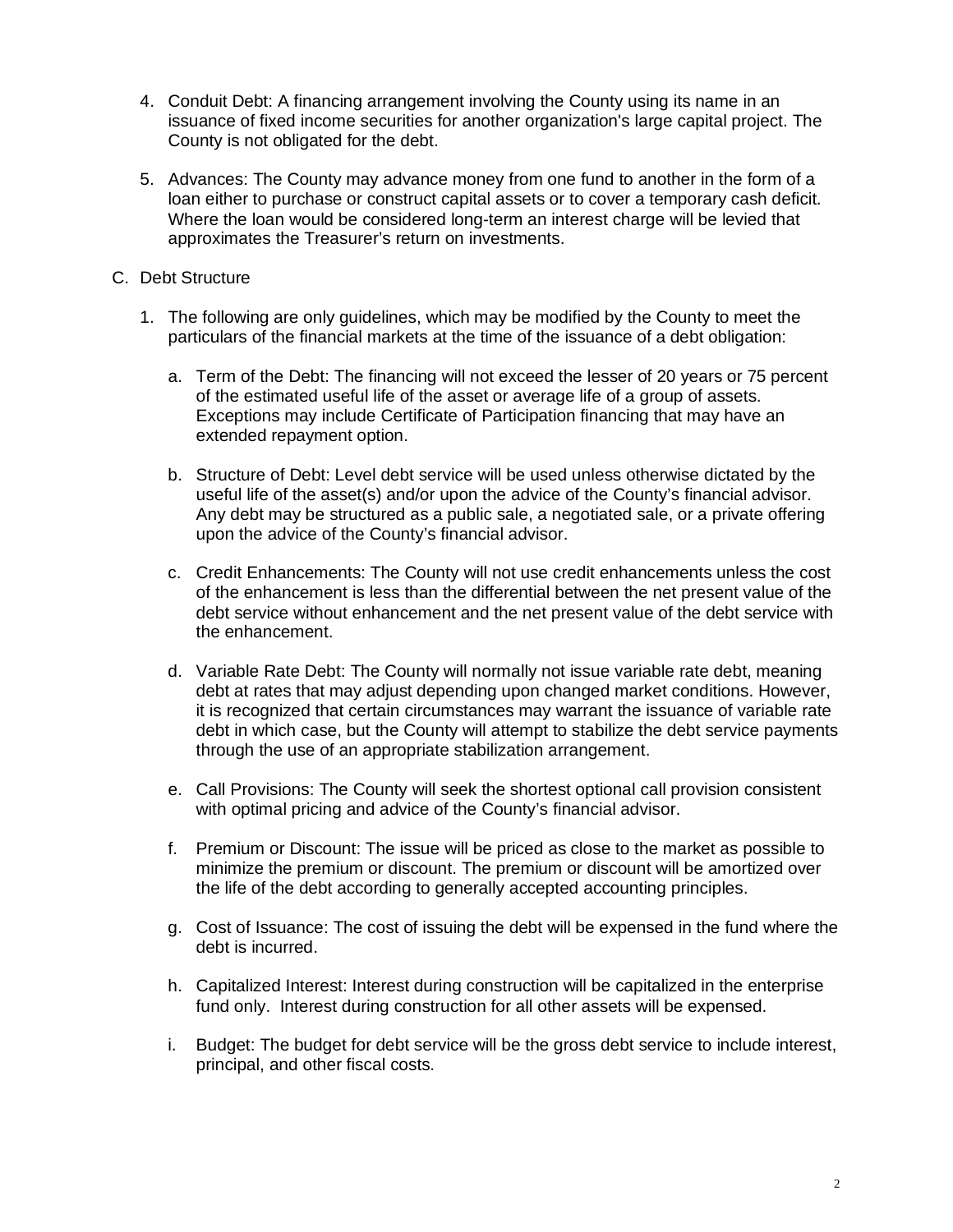4. Conduit Debt: A financing arrangement involving the County using its name in an issuance of fixed income securities for another organization's large capital project. The County is not obligated for the debt.

5. Advances: The County may advance money from one fund to another in the form of a loan either to purchase or construct capital assets or to cover a temporary cash deficit. Where the loan would be considered long-term an interest charge will be levied that approximates the Treasurer's return on investments.

C. Debt Structure

1. The following are only guidelines, which may be modified by the County to meet the particulars of the financial markets at the time of the issuance of a debt obligation:

   a. Term of the Debt: The financing will not exceed the lesser of 20 years or 75 percent of the estimated useful life of the asset or average life of a group of assets. Exceptions may include Certificate of Participation financing that may have an extended repayment option.

   b. Structure of Debt: Level debt service will be used unless otherwise dictated by the useful life of the asset(s) and/or upon the advice of the County's financial advisor. Any debt may be structured as a public sale, a negotiated sale, or a private offering upon the advice of the County's financial advisor.

   c. Credit Enhancements: The County will not use credit enhancements unless the cost of the enhancement is less than the differential between the net present value of the debt service without enhancement and the net present value of the debt service with the enhancement.

   d. Variable Rate Debt: The County will normally not issue variable rate debt, meaning debt at rates that may adjust depending upon changed market conditions. However, it is recognized that certain circumstances may warrant the issuance of variable rate debt in which case, but the County will attempt to stabilize the debt service payments through the use of an appropriate stabilization arrangement.

   e. Call Provisions: The County will seek the shortest optional call provision consistent with optimal pricing and advice of the County's financial advisor.

   f. Premium or Discount: The issue will be priced as close to the market as possible to minimize the premium or discount. The premium or discount will be amortized over the life of the debt according to generally accepted accounting principles.

   g. Cost of Issuance: The cost of issuing the debt will be expensed in the fund where the debt is incurred.

   h. Capitalized Interest: Interest during construction will be capitalized in the enterprise fund only. Interest during construction for all other assets will be expensed.

   i. Budget: The budget for debt service will be the gross debt service to include interest, principal, and other fiscal costs.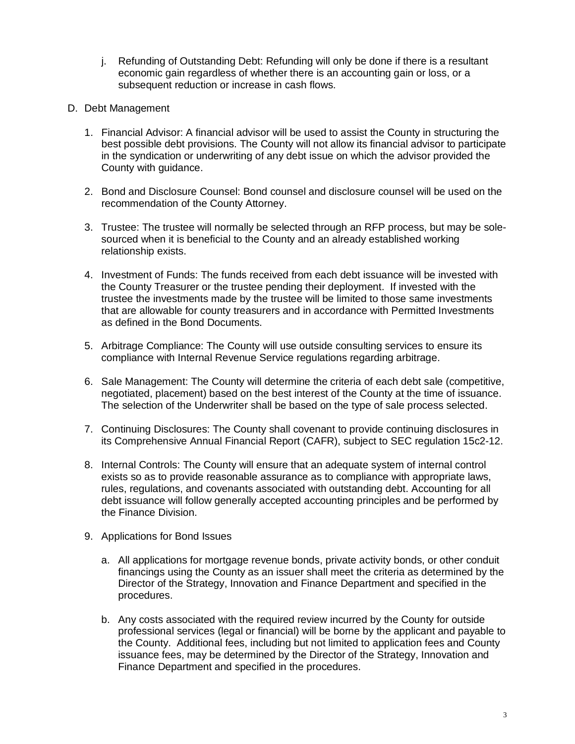j. Refunding of Outstanding Debt: Refunding will only be done if there is a resultant economic gain regardless of whether there is an accounting gain or loss, or a subsequent reduction or increase in cash flows.

D. Debt Management

1. Financial Advisor: A financial advisor will be used to assist the County in structuring the best possible debt provisions. The County will not allow its financial advisor to participate in the syndication or underwriting of any debt issue on which the advisor provided the County with guidance.

2. Bond and Disclosure Counsel: Bond counsel and disclosure counsel will be used on the recommendation of the County Attorney.

3. Trustee: The trustee will normally be selected through an RFP process, but may be sole-sourced when it is beneficial to the County and an already established working relationship exists.

4. Investment of Funds: The funds received from each debt issuance will be invested with the County Treasurer or the trustee pending their deployment. If invested with the trustee the investments made by the trustee will be limited to those same investments that are allowable for county treasurers and in accordance with Permitted Investments as defined in the Bond Documents.

5. Arbitrage Compliance: The County will use outside consulting services to ensure its compliance with Internal Revenue Service regulations regarding arbitrage.

6. Sale Management: The County will determine the criteria of each debt sale (competitive, negotiated, placement) based on the best interest of the County at the time of issuance. The selection of the Underwriter shall be based on the type of sale process selected.

7. Continuing Disclosures: The County shall covenant to provide continuing disclosures in its Comprehensive Annual Financial Report (CAFR), subject to SEC regulation 15c2-12.

8. Internal Controls: The County will ensure that an adequate system of internal control exists so as to provide reasonable assurance as to compliance with appropriate laws, rules, regulations, and covenants associated with outstanding debt. Accounting for all debt issuance will follow generally accepted accounting principles and be performed by the Finance Division.

9. Applications for Bond Issues

   a. All applications for mortgage revenue bonds, private activity bonds, or other conduit financings using the County as an issuer shall meet the criteria as determined by the Director of the Strategy, Innovation and Finance Department and specified in the procedures.

   b. Any costs associated with the required review incurred by the County for outside professional services (legal or financial) will be borne by the applicant and payable to the County. Additional fees, including but not limited to application fees and County issuance fees, may be determined by the Director of the Strategy, Innovation and Finance Department and specified in the procedures.